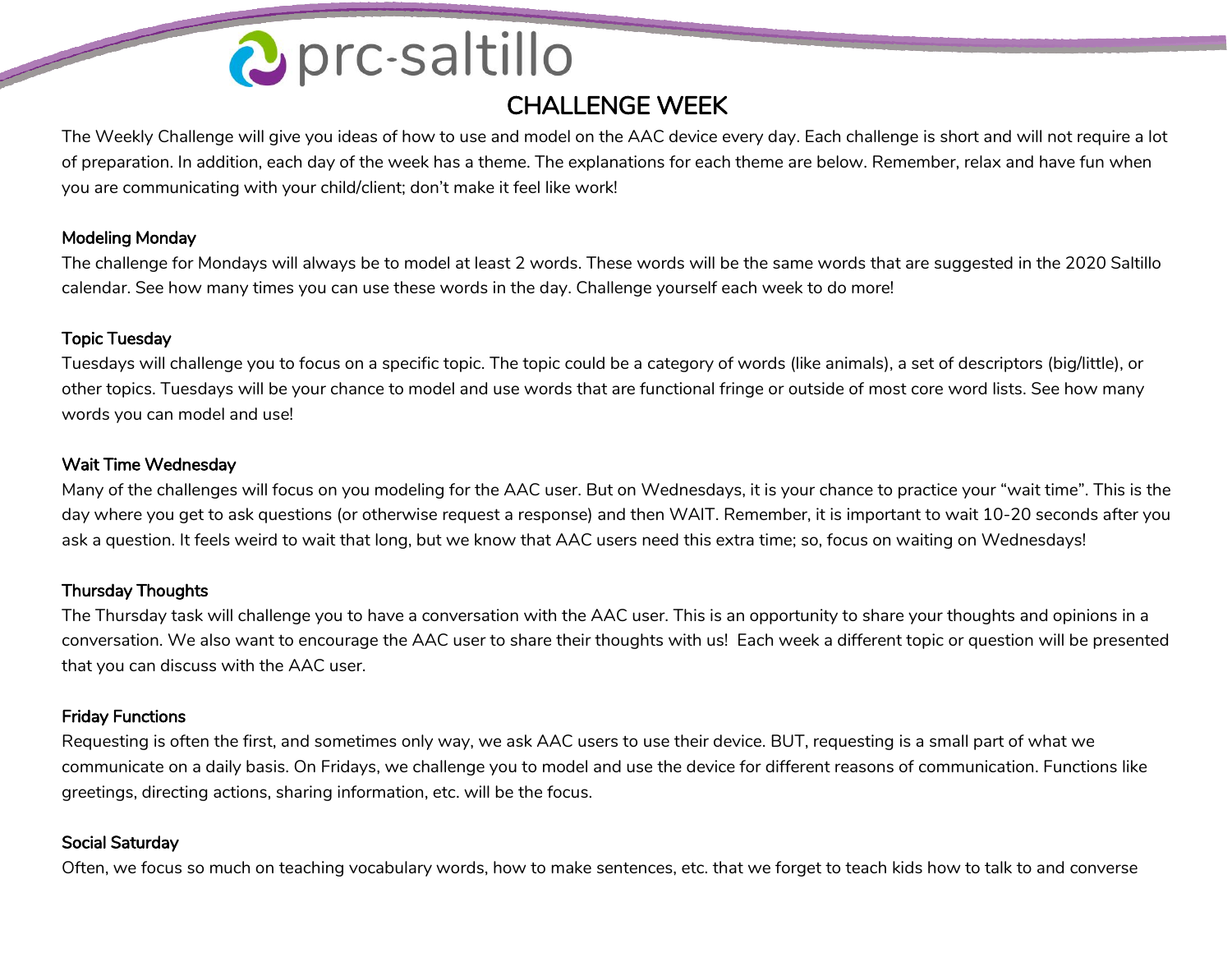# CHALLENGE WEEK

The Weekly Challenge will give you ideas of how to use and model on the AAC device every day. Each challenge is short and will not require a lot of preparation. In addition, each day of the week has a theme. The explanations for each theme are below. Remember, relax and have fun when you are communicating with your child/client; don't make it feel like work!

## Modeling Monday

The challenge for Mondays will always be to model at least 2 words. These words will be the same words that are suggested in the 2020 Saltillo calendar. See how many times you can use these words in the day. Challenge yourself each week to do more!

## Topic Tuesday

Tuesdays will challenge you to focus on a specific topic. The topic could be a category of words (like animals), a set of descriptors (big/little), or other topics. Tuesdays will be your chance to model and use words that are functional fringe or outside of most core word lists. See how many words you can model and use!

## Wait Time Wednesday

Many of the challenges will focus on you modeling for the AAC user. But on Wednesdays, it is your chance to practice your "wait time". This is the day where you get to ask questions (or otherwise request a response) and then WAIT. Remember, it is important to wait 10-20 seconds after you ask a question. It feels weird to wait that long, but we know that AAC users need this extra time; so, focus on waiting on Wednesdays!

## Thursday Thoughts

The Thursday task will challenge you to have a conversation with the AAC user. This is an opportunity to share your thoughts and opinions in a conversation. We also want to encourage the AAC user to share their thoughts with us! Each week a different topic or question will be presented that you can discuss with the AAC user.

## Friday Functions

Requesting is often the first, and sometimes only way, we ask AAC users to use their device. BUT, requesting is a small part of what we communicate on a daily basis. On Fridays, we challenge you to model and use the device for different reasons of communication. Functions like greetings, directing actions, sharing information, etc. will be the focus.

## Social Saturday

Often, we focus so much on teaching vocabulary words, how to make sentences, etc. that we forget to teach kids how to talk to and converse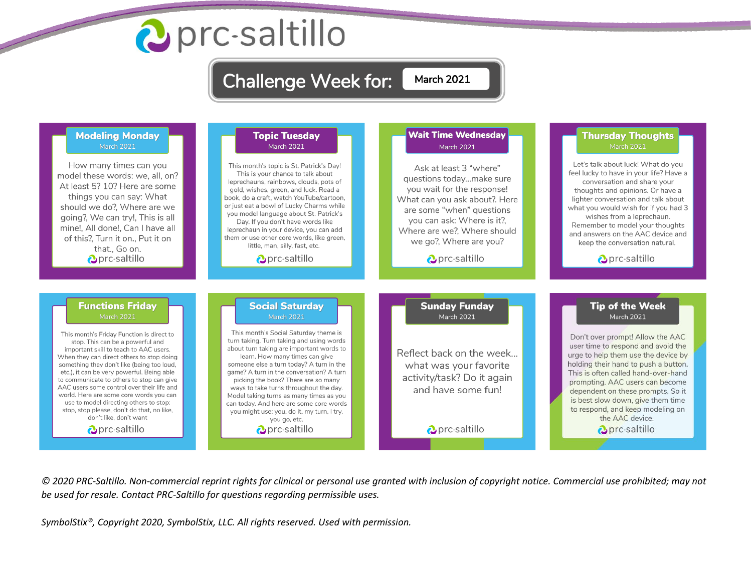prc-saltillo

# Challenge Week for: March 2021

## Modeling Monday
March 2021

How many times can you model these words: we, all, on? At least 5? 10? Here are some things you can say: What should we do?, Where are we going?, We can try!, This is all mine!, All done!, Can I have all of this?, Turn it on., Put it on that., Go on.

prc-saltillo

## Topic Tuesday
March 2021

This month's topic is St. Patrick's Day! This is your chance to talk about leprechauns, rainbows, clouds, pots of gold, wishes, green, and luck. Read a book, do a craft, watch YouTube/cartoon, or just eat a bowl of Lucky Charms while you model language about St. Patrick's Day. If you don't have words like leprechaun in your device, you can add them or use other core words, like green, little, man, silly, fast, etc.

prc-saltillo

## Wait Time Wednesday
March 2021

Ask at least 3 "where" questions today...make sure you wait for the response! What can you ask about?. Here are some "when" questions you can ask: Where is it?, Where are we?, Where should we go?, Where are you?

prc-saltillo

## Thursday Thoughts
March 2021

Let's talk about luck! What do you feel lucky to have in your life? Have a conversation and share your thoughts and opinions. Or have a lighter conversation and talk about what you would wish for if you had 3 wishes from a leprechaun. Remember to model your thoughts and answers on the AAC device and keep the conversation natural.

prc-saltillo

## Functions Friday
March 2021

This month's Friday Function is direct to stop. This can be a powerful and important skill to teach to AAC users. When they can direct others to stop doing something they don't like (being too loud, etc.), it can be very powerful. Being able to communicate to others to stop can give AAC users some control over their life and world. Here are some core words you can use to model directing others to stop: stop, stop please, don't do that, no like, don't like, don't want

prc-saltillo

## Social Saturday
March 2021

This month's Social Saturday theme is turn taking. Turn taking and using words about turn taking are important words to learn. How many times can give someone else a turn today? A turn in the game? A turn in the conversation? A turn picking the book? There are so many ways to take turns throughout the day. Model taking turns as many times as you can today. And here are some core words you might use: you, do it, my turn, I try, you go, etc.

prc-saltillo

## Sunday Funday
March 2021

Reflect back on the week... what was your favorite activity/task? Do it again and have some fun!

prc-saltillo

## Tip of the Week
March 2021

Don't over prompt! Allow the AAC user time to respond and avoid the urge to help them use the device by holding their hand to push a button. This is often called hand-over-hand prompting. AAC users can become dependent on these prompts. So it is best slow down, give them time to respond, and keep modeling on the AAC device.

prc-saltillo

*© 2020 PRC-Saltillo. Non-commercial reprint rights for clinical or personal use granted with inclusion of copyright notice. Commercial use prohibited; may not be used for resale. Contact PRC-Saltillo for questions regarding permissible uses.*

*SymbolStix®, Copyright 2020, SymbolStix, LLC. All rights reserved. Used with permission.*